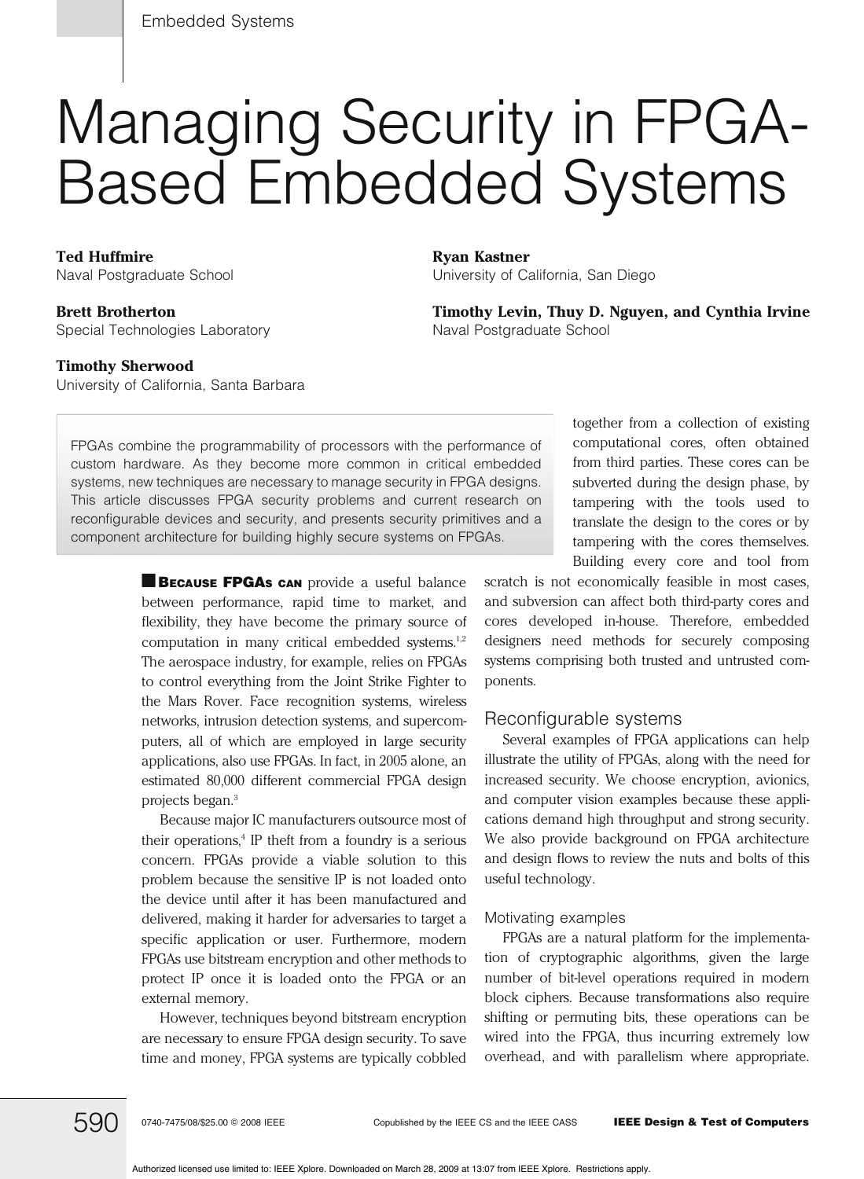# Managing Security in FPGA-Based Embedded Systems

**Ted Huffmire**
Naval Postgraduate School

**Brett Brotherton**
Special Technologies Laboratory

**Timothy Sherwood**
University of California, Santa Barbara

**Ryan Kastner**
University of California, San Diego

**Timothy Levin, Thuy D. Nguyen, and Cynthia Irvine**
Naval Postgraduate School

FPGAs combine the programmability of processors with the performance of custom hardware. As they become more common in critical embedded systems, new techniques are necessary to manage security in FPGA designs. This article discusses FPGA security problems and current research on reconfigurable devices and security, and presents security primitives and a component architecture for building highly secure systems on FPGAs.

**Because FPGAs can** provide a useful balance between performance, rapid time to market, and flexibility, they have become the primary source of computation in many critical embedded systems.[1,2] The aerospace industry, for example, relies on FPGAs to control everything from the Joint Strike Fighter to the Mars Rover. Face recognition systems, wireless networks, intrusion detection systems, and supercomputers, all of which are employed in large security applications, also use FPGAs. In fact, in 2005 alone, an estimated 80,000 different commercial FPGA design projects began.[3]

Because major IC manufacturers outsource most of their operations,[4] IP theft from a foundry is a serious concern. FPGAs provide a viable solution to this problem because the sensitive IP is not loaded onto the device until after it has been manufactured and delivered, making it harder for adversaries to target a specific application or user. Furthermore, modern FPGAs use bitstream encryption and other methods to protect IP once it is loaded onto the FPGA or an external memory.

However, techniques beyond bitstream encryption are necessary to ensure FPGA design security. To save time and money, FPGA systems are typically cobbled together from a collection of existing computational cores, often obtained from third parties. These cores can be subverted during the design phase, by tampering with the tools used to translate the design to the cores or by tampering with the cores themselves. Building every core and tool from scratch is not economically feasible in most cases, and subversion can affect both third-party cores and cores developed in-house. Therefore, embedded designers need methods for securely composing systems comprising both trusted and untrusted components.

## Reconfigurable systems

Several examples of FPGA applications can help illustrate the utility of FPGAs, along with the need for increased security. We choose encryption, avionics, and computer vision examples because these applications demand high throughput and strong security. We also provide background on FPGA architecture and design flows to review the nuts and bolts of this useful technology.

### Motivating examples

FPGAs are a natural platform for the implementation of cryptographic algorithms, given the large number of bit-level operations required in modern block ciphers. Because transformations also require shifting or permuting bits, these operations can be wired into the FPGA, thus incurring extremely low overhead, and with parallelism where appropriate.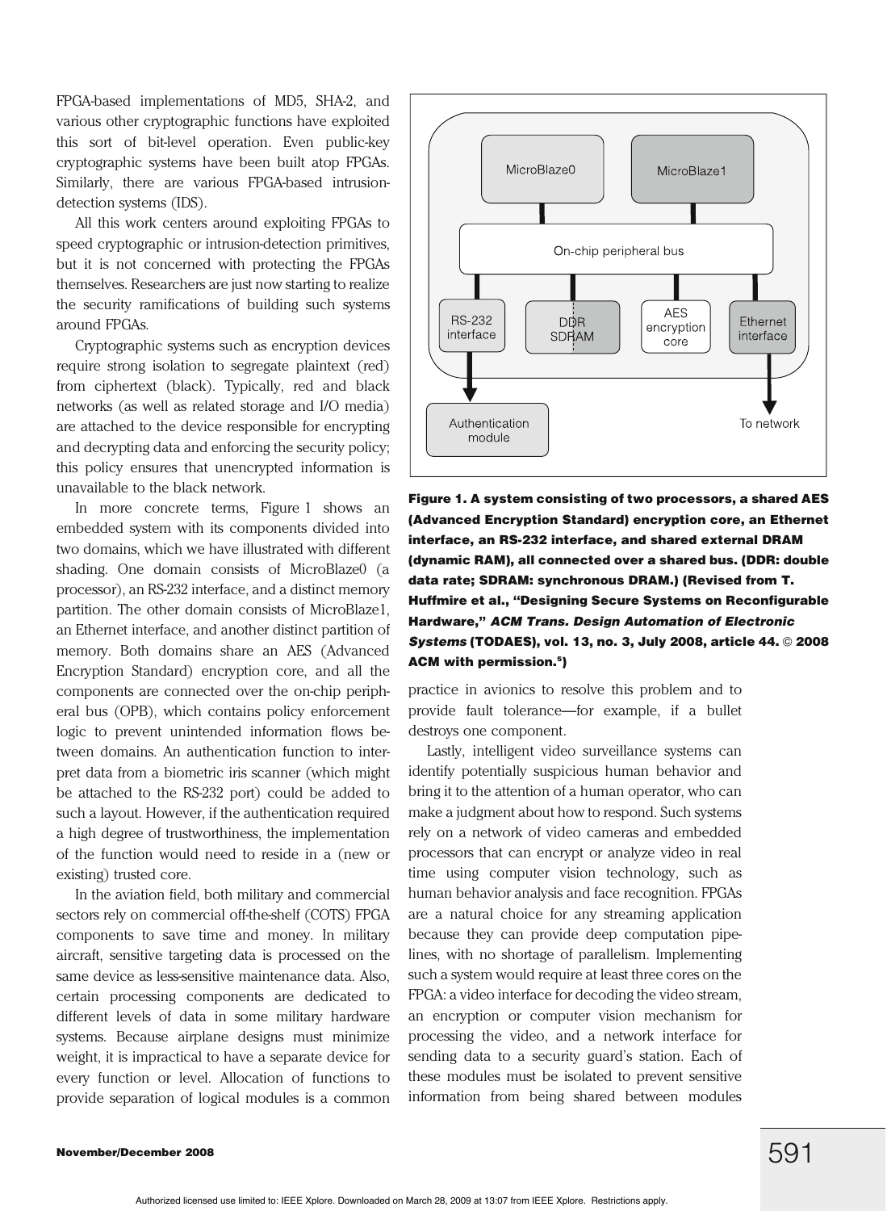FPGA-based implementations of MD5, SHA-2, and various other cryptographic functions have exploited this sort of bit-level operation. Even public-key cryptographic systems have been built atop FPGAs. Similarly, there are various FPGA-based intrusion-detection systems (IDS).

All this work centers around exploiting FPGAs to speed cryptographic or intrusion-detection primitives, but it is not concerned with protecting the FPGAs themselves. Researchers are just now starting to realize the security ramifications of building such systems around FPGAs.

Cryptographic systems such as encryption devices require strong isolation to segregate plaintext (red) from ciphertext (black). Typically, red and black networks (as well as related storage and I/O media) are attached to the device responsible for encrypting and decrypting data and enforcing the security policy; this policy ensures that unencrypted information is unavailable to the black network.

In more concrete terms, Figure 1 shows an embedded system with its components divided into two domains, which we have illustrated with different shading. One domain consists of MicroBlaze0 (a processor), an RS-232 interface, and a distinct memory partition. The other domain consists of MicroBlaze1, an Ethernet interface, and another distinct partition of memory. Both domains share an AES (Advanced Encryption Standard) encryption core, and all the components are connected over the on-chip peripheral bus (OPB), which contains policy enforcement logic to prevent unintended information flows between domains. An authentication function to interpret data from a biometric iris scanner (which might be attached to the RS-232 port) could be added to such a layout. However, if the authentication required a high degree of trustworthiness, the implementation of the function would need to reside in a (new or existing) trusted core.

In the aviation field, both military and commercial sectors rely on commercial off-the-shelf (COTS) FPGA components to save time and money. In military aircraft, sensitive targeting data is processed on the same device as less-sensitive maintenance data. Also, certain processing components are dedicated to different levels of data in some military hardware systems. Because airplane designs must minimize weight, it is impractical to have a separate device for every function or level. Allocation of functions to provide separation of logical modules is a common practice in avionics to resolve this problem and to provide fault tolerance—for example, if a bullet destroys one component.

MicroBlaze0
MicroBlaze1
On-chip peripheral bus
RS-232 interface
DDR SDRAM
AES encryption core
Ethernet interface
Authentication module
To network

**Figure 1. A system consisting of two processors, a shared AES (Advanced Encryption Standard) encryption core, an Ethernet interface, an RS-232 interface, and shared external DRAM (dynamic RAM), all connected over a shared bus. (DDR: double data rate; SDRAM: synchronous DRAM.) (Revised from T. Huffmire et al., "Designing Secure Systems on Reconfigurable Hardware," *ACM Trans. Design Automation of Electronic Systems* (TODAES), vol. 13, no. 3, July 2008, article 44. © 2008 ACM with permission.[5])**

Lastly, intelligent video surveillance systems can identify potentially suspicious human behavior and bring it to the attention of a human operator, who can make a judgment about how to respond. Such systems rely on a network of video cameras and embedded processors that can encrypt or analyze video in real time using computer vision technology, such as human behavior analysis and face recognition. FPGAs are a natural choice for any streaming application because they can provide deep computation pipelines, with no shortage of parallelism. Implementing such a system would require at least three cores on the FPGA: a video interface for decoding the video stream, an encryption or computer vision mechanism for processing the video, and a network interface for sending data to a security guard's station. Each of these modules must be isolated to prevent sensitive information from being shared between modules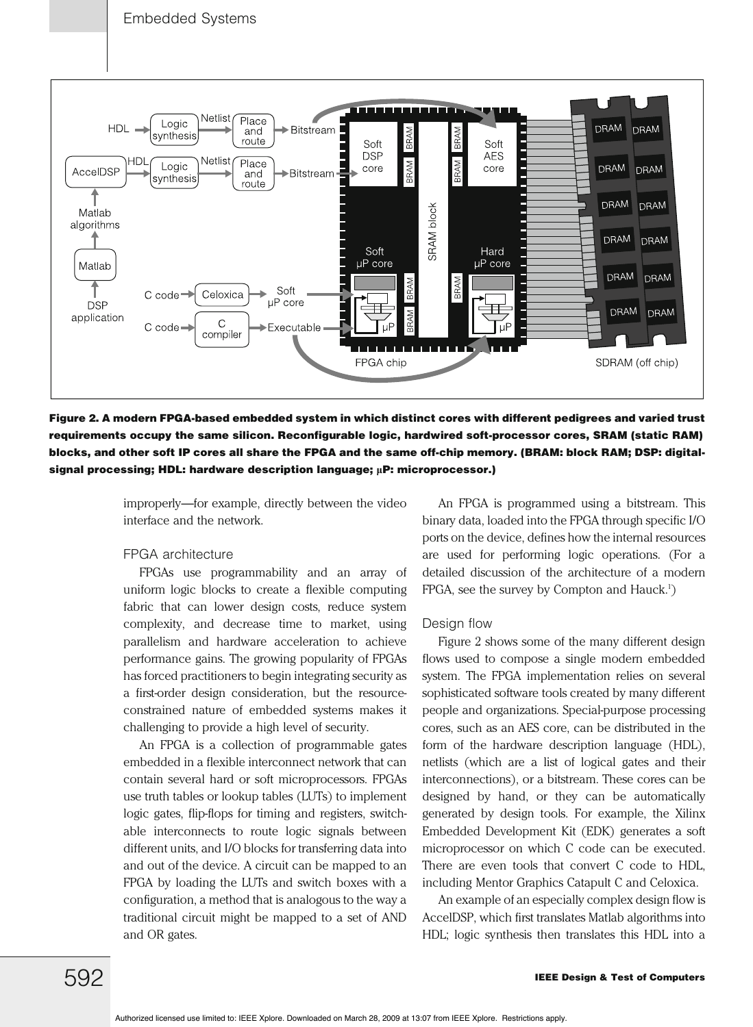HDL → Logic synthesis → Netlist → Place and route → Bitstream

AccelDSP → HDL → Logic synthesis → Netlist → Place and route → Bitstream

Matlab algorithms

Matlab

DSP application

C code → Celoxica → Soft μP core

C code → C compiler → Executable

Soft DSP core

BRAM

BRAM

SRAM block

BRAM

BRAM

Soft AES core

Soft μP core

Hard μP core

BRAM

BRAM

BRAM

μP

μP

FPGA chip

DRAM DRAM DRAM DRAM DRAM DRAM DRAM DRAM DRAM DRAM DRAM DRAM

SDRAM (off chip)

**Figure 2. A modern FPGA-based embedded system in which distinct cores with different pedigrees and varied trust requirements occupy the same silicon. Reconfigurable logic, hardwired soft-processor cores, SRAM (static RAM) blocks, and other soft IP cores all share the FPGA and the same off-chip memory. (BRAM: block RAM; DSP: digital-signal processing; HDL: hardware description language; μP: microprocessor.)**

improperly—for example, directly between the video interface and the network.

### FPGA architecture

FPGAs use programmability and an array of uniform logic blocks to create a flexible computing fabric that can lower design costs, reduce system complexity, and decrease time to market, using parallelism and hardware acceleration to achieve performance gains. The growing popularity of FPGAs has forced practitioners to begin integrating security as a first-order design consideration, but the resource-constrained nature of embedded systems makes it challenging to provide a high level of security.

An FPGA is a collection of programmable gates embedded in a flexible interconnect network that can contain several hard or soft microprocessors. FPGAs use truth tables or lookup tables (LUTs) to implement logic gates, flip-flops for timing and registers, switchable interconnects to route logic signals between different units, and I/O blocks for transferring data into and out of the device. A circuit can be mapped to an FPGA by loading the LUTs and switch boxes with a configuration, a method that is analogous to the way a traditional circuit might be mapped to a set of AND and OR gates.

An FPGA is programmed using a bitstream. This binary data, loaded into the FPGA through specific I/O ports on the device, defines how the internal resources are used for performing logic operations. (For a detailed discussion of the architecture of a modern FPGA, see the survey by Compton and Hauck.[1])

### Design flow

Figure 2 shows some of the many different design flows used to compose a single modern embedded system. The FPGA implementation relies on several sophisticated software tools created by many different people and organizations. Special-purpose processing cores, such as an AES core, can be distributed in the form of the hardware description language (HDL), netlists (which are a list of logical gates and their interconnections), or a bitstream. These cores can be designed by hand, or they can be automatically generated by design tools. For example, the Xilinx Embedded Development Kit (EDK) generates a soft microprocessor on which C code can be executed. There are even tools that convert C code to HDL, including Mentor Graphics Catapult C and Celoxica.

An example of an especially complex design flow is AccelDSP, which first translates Matlab algorithms into HDL; logic synthesis then translates this HDL into a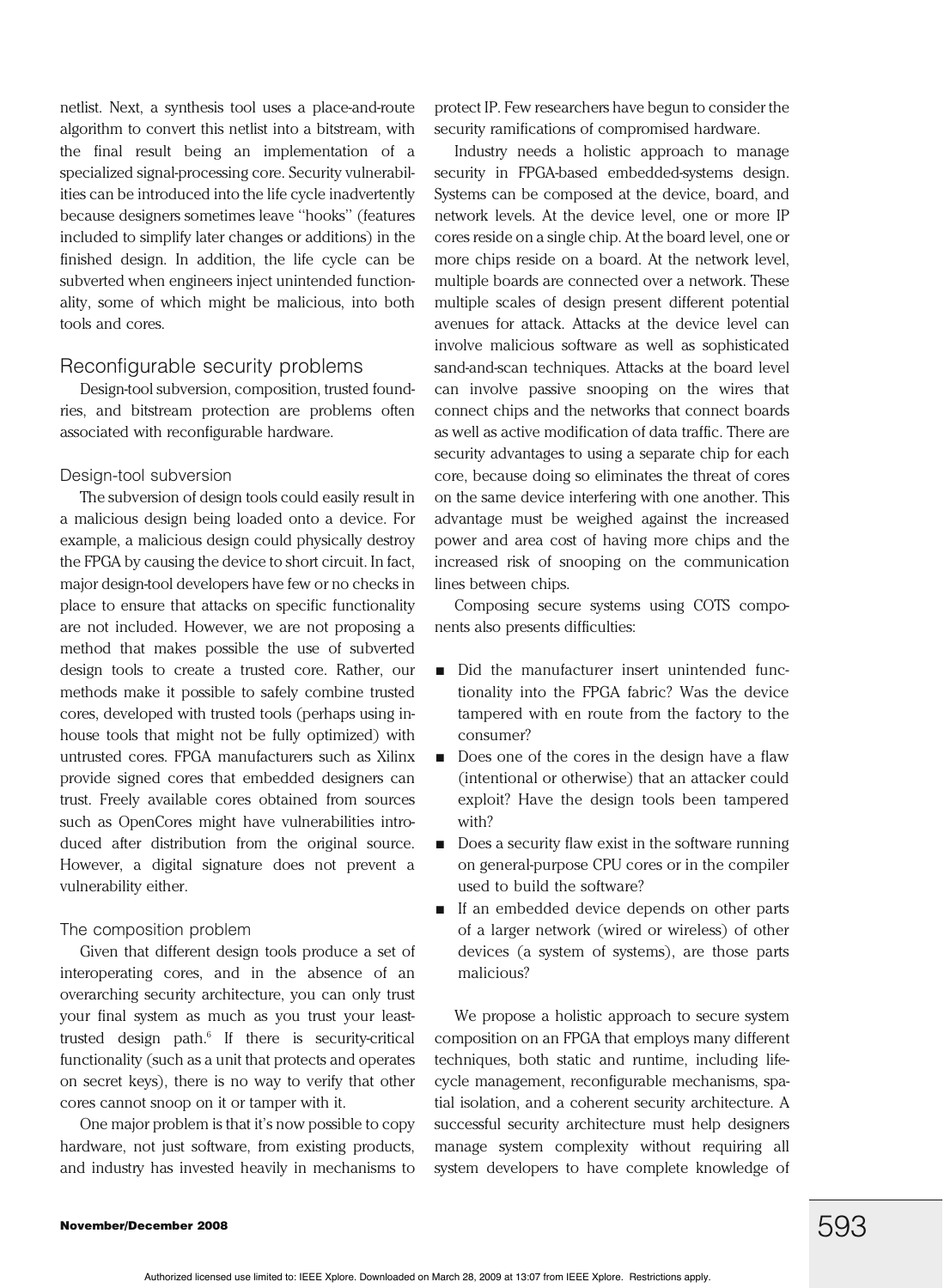netlist. Next, a synthesis tool uses a place-and-route algorithm to convert this netlist into a bitstream, with the final result being an implementation of a specialized signal-processing core. Security vulnerabilities can be introduced into the life cycle inadvertently because designers sometimes leave "hooks" (features included to simplify later changes or additions) in the finished design. In addition, the life cycle can be subverted when engineers inject unintended functionality, some of which might be malicious, into both tools and cores.

## Reconfigurable security problems

Design-tool subversion, composition, trusted foundries, and bitstream protection are problems often associated with reconfigurable hardware.

### Design-tool subversion

The subversion of design tools could easily result in a malicious design being loaded onto a device. For example, a malicious design could physically destroy the FPGA by causing the device to short circuit. In fact, major design-tool developers have few or no checks in place to ensure that attacks on specific functionality are not included. However, we are not proposing a method that makes possible the use of subverted design tools to create a trusted core. Rather, our methods make it possible to safely combine trusted cores, developed with trusted tools (perhaps using in-house tools that might not be fully optimized) with untrusted cores. FPGA manufacturers such as Xilinx provide signed cores that embedded designers can trust. Freely available cores obtained from sources such as OpenCores might have vulnerabilities introduced after distribution from the original source. However, a digital signature does not prevent a vulnerability either.

### The composition problem

Given that different design tools produce a set of interoperating cores, and in the absence of an overarching security architecture, you can only trust your final system as much as you trust your least-trusted design path.[6] If there is security-critical functionality (such as a unit that protects and operates on secret keys), there is no way to verify that other cores cannot snoop on it or tamper with it.

One major problem is that it's now possible to copy hardware, not just software, from existing products, and industry has invested heavily in mechanisms to protect IP. Few researchers have begun to consider the security ramifications of compromised hardware.

Industry needs a holistic approach to manage security in FPGA-based embedded-systems design. Systems can be composed at the device, board, and network levels. At the device level, one or more IP cores reside on a single chip. At the board level, one or more chips reside on a board. At the network level, multiple boards are connected over a network. These multiple scales of design present different potential avenues for attack. Attacks at the device level can involve malicious software as well as sophisticated sand-and-scan techniques. Attacks at the board level can involve passive snooping on the wires that connect chips and the networks that connect boards as well as active modification of data traffic. There are security advantages to using a separate chip for each core, because doing so eliminates the threat of cores on the same device interfering with one another. This advantage must be weighed against the increased power and area cost of having more chips and the increased risk of snooping on the communication lines between chips.

Composing secure systems using COTS components also presents difficulties:

- Did the manufacturer insert unintended functionality into the FPGA fabric? Was the device tampered with en route from the factory to the consumer?
- Does one of the cores in the design have a flaw (intentional or otherwise) that an attacker could exploit? Have the design tools been tampered with?
- Does a security flaw exist in the software running on general-purpose CPU cores or in the compiler used to build the software?
- If an embedded device depends on other parts of a larger network (wired or wireless) of other devices (a system of systems), are those parts malicious?

We propose a holistic approach to secure system composition on an FPGA that employs many different techniques, both static and runtime, including life-cycle management, reconfigurable mechanisms, spatial isolation, and a coherent security architecture. A successful security architecture must help designers manage system complexity without requiring all system developers to have complete knowledge of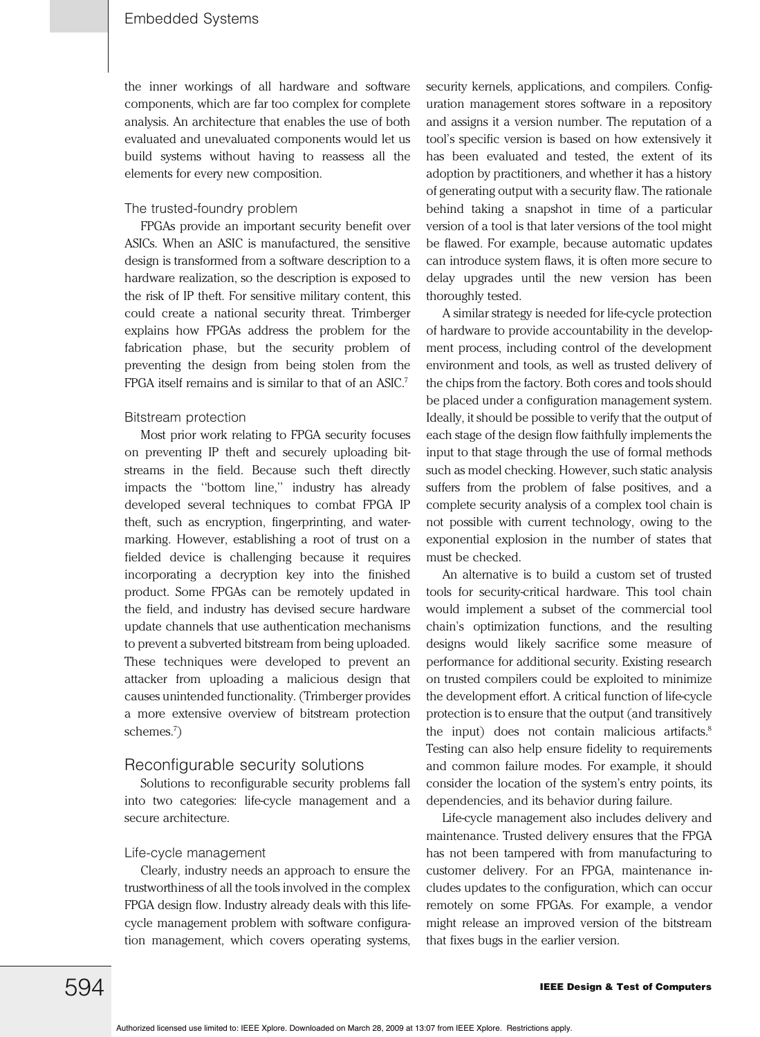the inner workings of all hardware and software components, which are far too complex for complete analysis. An architecture that enables the use of both evaluated and unevaluated components would let us build systems without having to reassess all the elements for every new composition.

### The trusted-foundry problem

FPGAs provide an important security benefit over ASICs. When an ASIC is manufactured, the sensitive design is transformed from a software description to a hardware realization, so the description is exposed to the risk of IP theft. For sensitive military content, this could create a national security threat. Trimberger explains how FPGAs address the problem for the fabrication phase, but the security problem of preventing the design from being stolen from the FPGA itself remains and is similar to that of an ASIC.[7]

### Bitstream protection

Most prior work relating to FPGA security focuses on preventing IP theft and securely uploading bitstreams in the field. Because such theft directly impacts the ''bottom line,'' industry has already developed several techniques to combat FPGA IP theft, such as encryption, fingerprinting, and watermarking. However, establishing a root of trust on a fielded device is challenging because it requires incorporating a decryption key into the finished product. Some FPGAs can be remotely updated in the field, and industry has devised secure hardware update channels that use authentication mechanisms to prevent a subverted bitstream from being uploaded. These techniques were developed to prevent an attacker from uploading a malicious design that causes unintended functionality. (Trimberger provides a more extensive overview of bitstream protection schemes.[7])

## Reconfigurable security solutions

Solutions to reconfigurable security problems fall into two categories: life-cycle management and a secure architecture.

### Life-cycle management

Clearly, industry needs an approach to ensure the trustworthiness of all the tools involved in the complex FPGA design flow. Industry already deals with this life-cycle management problem with software configuration management, which covers operating systems, security kernels, applications, and compilers. Configuration management stores software in a repository and assigns it a version number. The reputation of a tool's specific version is based on how extensively it has been evaluated and tested, the extent of its adoption by practitioners, and whether it has a history of generating output with a security flaw. The rationale behind taking a snapshot in time of a particular version of a tool is that later versions of the tool might be flawed. For example, because automatic updates can introduce system flaws, it is often more secure to delay upgrades until the new version has been thoroughly tested.

A similar strategy is needed for life-cycle protection of hardware to provide accountability in the development process, including control of the development environment and tools, as well as trusted delivery of the chips from the factory. Both cores and tools should be placed under a configuration management system. Ideally, it should be possible to verify that the output of each stage of the design flow faithfully implements the input to that stage through the use of formal methods such as model checking. However, such static analysis suffers from the problem of false positives, and a complete security analysis of a complex tool chain is not possible with current technology, owing to the exponential explosion in the number of states that must be checked.

An alternative is to build a custom set of trusted tools for security-critical hardware. This tool chain would implement a subset of the commercial tool chain's optimization functions, and the resulting designs would likely sacrifice some measure of performance for additional security. Existing research on trusted compilers could be exploited to minimize the development effort. A critical function of life-cycle protection is to ensure that the output (and transitively the input) does not contain malicious artifacts.[8] Testing can also help ensure fidelity to requirements and common failure modes. For example, it should consider the location of the system's entry points, its dependencies, and its behavior during failure.

Life-cycle management also includes delivery and maintenance. Trusted delivery ensures that the FPGA has not been tampered with from manufacturing to customer delivery. For an FPGA, maintenance includes updates to the configuration, which can occur remotely on some FPGAs. For example, a vendor might release an improved version of the bitstream that fixes bugs in the earlier version.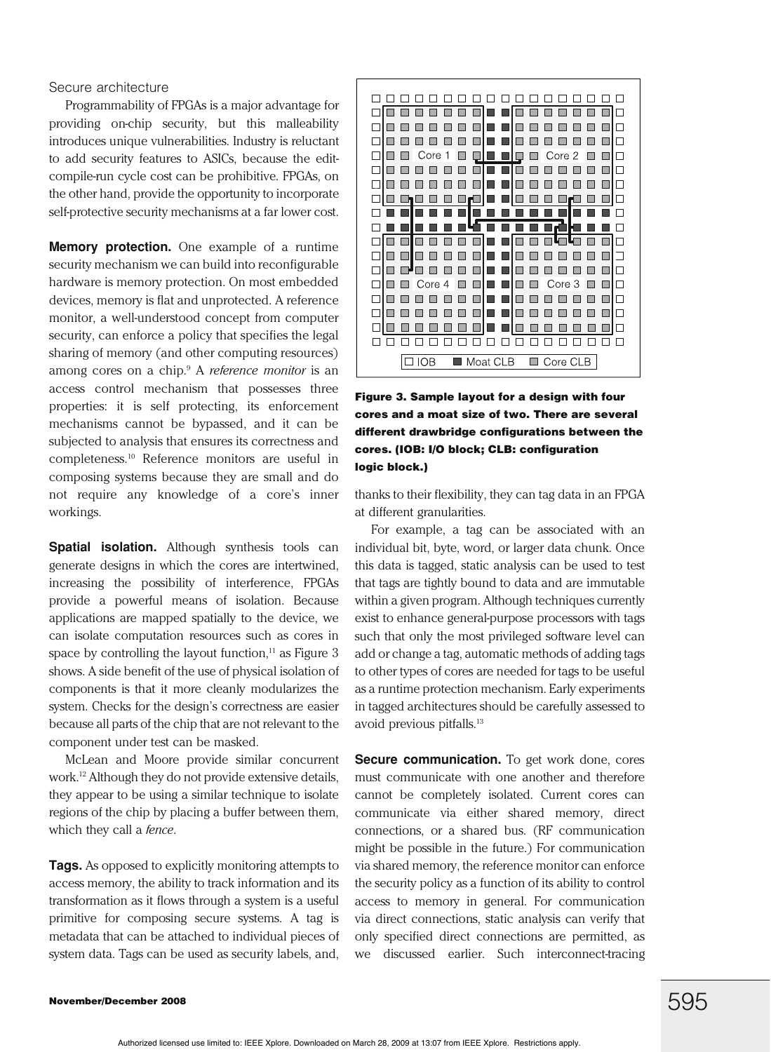### Secure architecture

Programmability of FPGAs is a major advantage for providing on-chip security, but this malleability introduces unique vulnerabilities. Industry is reluctant to add security features to ASICs, because the edit-compile-run cycle cost can be prohibitive. FPGAs, on the other hand, provide the opportunity to incorporate self-protective security mechanisms at a far lower cost.

**Memory protection.** One example of a runtime security mechanism we can build into reconfigurable hardware is memory protection. On most embedded devices, memory is flat and unprotected. A reference monitor, a well-understood concept from computer security, can enforce a policy that specifies the legal sharing of memory (and other computing resources) among cores on a chip.[9] A *reference monitor* is an access control mechanism that possesses three properties: it is self protecting, its enforcement mechanisms cannot be bypassed, and it can be subjected to analysis that ensures its correctness and completeness.[10] Reference monitors are useful in composing systems because they are small and do not require any knowledge of a core's inner workings.

**Spatial isolation.** Although synthesis tools can generate designs in which the cores are intertwined, increasing the possibility of interference, FPGAs provide a powerful means of isolation. Because applications are mapped spatially to the device, we can isolate computation resources such as cores in space by controlling the layout function,[11] as Figure 3 shows. A side benefit of the use of physical isolation of components is that it more cleanly modularizes the system. Checks for the design's correctness are easier because all parts of the chip that are not relevant to the component under test can be masked.

McLean and Moore provide similar concurrent work.[12] Although they do not provide extensive details, they appear to be using a similar technique to isolate regions of the chip by placing a buffer between them, which they call a *fence*.

**Tags.** As opposed to explicitly monitoring attempts to access memory, the ability to track information and its transformation as it flows through a system is a useful primitive for composing secure systems. A tag is metadata that can be attached to individual pieces of system data. Tags can be used as security labels, and, thanks to their flexibility, they can tag data in an FPGA at different granularities.

**Figure 3. Sample layout for a design with four cores and a moat size of two. There are several different drawbridge configurations between the cores. (IOB: I/O block; CLB: configuration logic block.)**

For example, a tag can be associated with an individual bit, byte, word, or larger data chunk. Once this data is tagged, static analysis can be used to test that tags are tightly bound to data and are immutable within a given program. Although techniques currently exist to enhance general-purpose processors with tags such that only the most privileged software level can add or change a tag, automatic methods of adding tags to other types of cores are needed for tags to be useful as a runtime protection mechanism. Early experiments in tagged architectures should be carefully assessed to avoid previous pitfalls.[13]

**Secure communication.** To get work done, cores must communicate with one another and therefore cannot be completely isolated. Current cores can communicate via either shared memory, direct connections, or a shared bus. (RF communication might be possible in the future.) For communication via shared memory, the reference monitor can enforce the security policy as a function of its ability to control access to memory in general. For communication via direct connections, static analysis can verify that only specified direct connections are permitted, as we discussed earlier. Such interconnect-tracing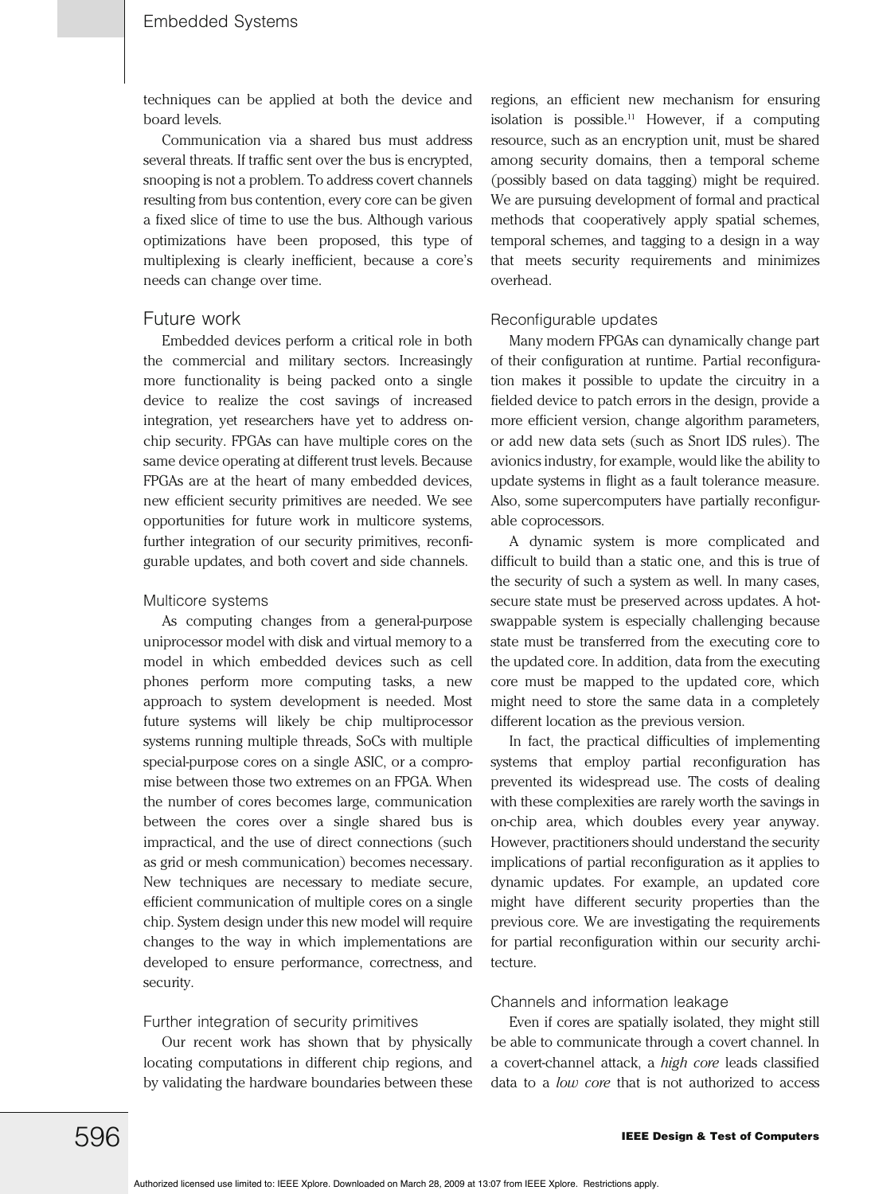techniques can be applied at both the device and board levels.

Communication via a shared bus must address several threats. If traffic sent over the bus is encrypted, snooping is not a problem. To address covert channels resulting from bus contention, every core can be given a fixed slice of time to use the bus. Although various optimizations have been proposed, this type of multiplexing is clearly inefficient, because a core's needs can change over time.

## Future work

Embedded devices perform a critical role in both the commercial and military sectors. Increasingly more functionality is being packed onto a single device to realize the cost savings of increased integration, yet researchers have yet to address on-chip security. FPGAs can have multiple cores on the same device operating at different trust levels. Because FPGAs are at the heart of many embedded devices, new efficient security primitives are needed. We see opportunities for future work in multicore systems, further integration of our security primitives, reconfigurable updates, and both covert and side channels.

### Multicore systems

As computing changes from a general-purpose uniprocessor model with disk and virtual memory to a model in which embedded devices such as cell phones perform more computing tasks, a new approach to system development is needed. Most future systems will likely be chip multiprocessor systems running multiple threads, SoCs with multiple special-purpose cores on a single ASIC, or a compromise between those two extremes on an FPGA. When the number of cores becomes large, communication between the cores over a single shared bus is impractical, and the use of direct connections (such as grid or mesh communication) becomes necessary. New techniques are necessary to mediate secure, efficient communication of multiple cores on a single chip. System design under this new model will require changes to the way in which implementations are developed to ensure performance, correctness, and security.

### Further integration of security primitives

Our recent work has shown that by physically locating computations in different chip regions, and by validating the hardware boundaries between these regions, an efficient new mechanism for ensuring isolation is possible.[11] However, if a computing resource, such as an encryption unit, must be shared among security domains, then a temporal scheme (possibly based on data tagging) might be required. We are pursuing development of formal and practical methods that cooperatively apply spatial schemes, temporal schemes, and tagging to a design in a way that meets security requirements and minimizes overhead.

### Reconfigurable updates

Many modern FPGAs can dynamically change part of their configuration at runtime. Partial reconfiguration makes it possible to update the circuitry in a fielded device to patch errors in the design, provide a more efficient version, change algorithm parameters, or add new data sets (such as Snort IDS rules). The avionics industry, for example, would like the ability to update systems in flight as a fault tolerance measure. Also, some supercomputers have partially reconfigurable coprocessors.

A dynamic system is more complicated and difficult to build than a static one, and this is true of the security of such a system as well. In many cases, secure state must be preserved across updates. A hot-swappable system is especially challenging because state must be transferred from the executing core to the updated core. In addition, data from the executing core must be mapped to the updated core, which might need to store the same data in a completely different location as the previous version.

In fact, the practical difficulties of implementing systems that employ partial reconfiguration has prevented its widespread use. The costs of dealing with these complexities are rarely worth the savings in on-chip area, which doubles every year anyway. However, practitioners should understand the security implications of partial reconfiguration as it applies to dynamic updates. For example, an updated core might have different security properties than the previous core. We are investigating the requirements for partial reconfiguration within our security architecture.

### Channels and information leakage

Even if cores are spatially isolated, they might still be able to communicate through a covert channel. In a covert-channel attack, a *high core* leads classified data to a *low core* that is not authorized to access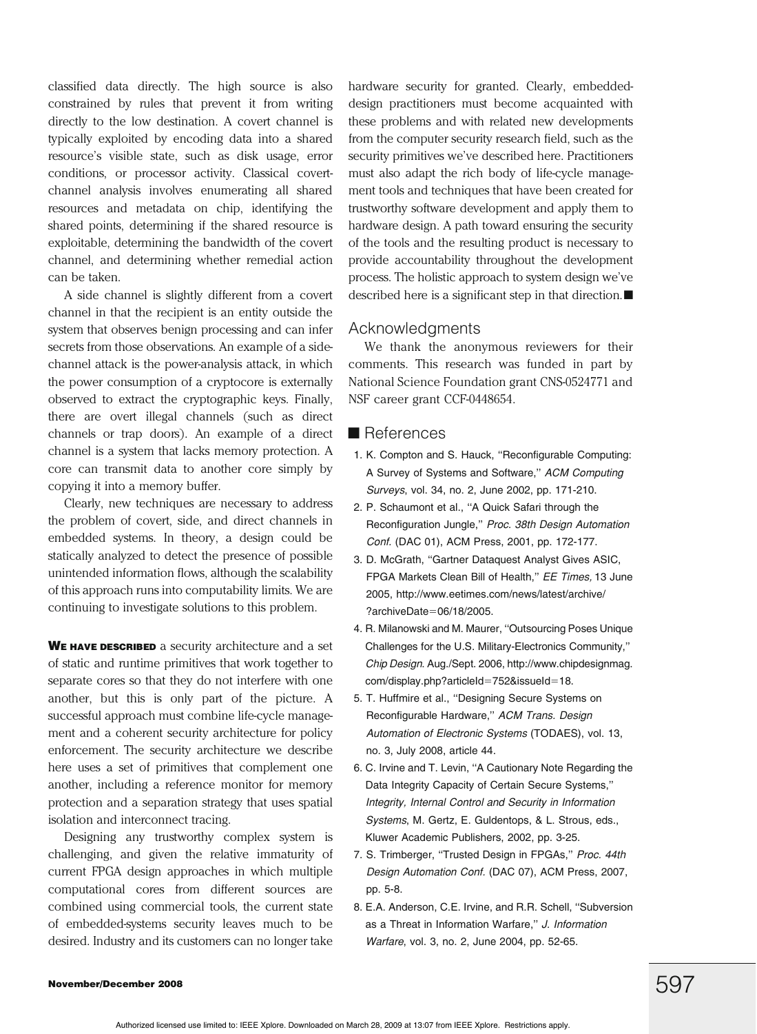classified data directly. The high source is also constrained by rules that prevent it from writing directly to the low destination. A covert channel is typically exploited by encoding data into a shared resource's visible state, such as disk usage, error conditions, or processor activity. Classical covert-channel analysis involves enumerating all shared resources and metadata on chip, identifying the shared points, determining if the shared resource is exploitable, determining the bandwidth of the covert channel, and determining whether remedial action can be taken.

A side channel is slightly different from a covert channel in that the recipient is an entity outside the system that observes benign processing and can infer secrets from those observations. An example of a side-channel attack is the power-analysis attack, in which the power consumption of a cryptocore is externally observed to extract the cryptographic keys. Finally, there are overt illegal channels (such as direct channels or trap doors). An example of a direct channel is a system that lacks memory protection. A core can transmit data to another core simply by copying it into a memory buffer.

Clearly, new techniques are necessary to address the problem of covert, side, and direct channels in embedded systems. In theory, a design could be statically analyzed to detect the presence of possible unintended information flows, although the scalability of this approach runs into computability limits. We are continuing to investigate solutions to this problem.

**WE HAVE DESCRIBED** a security architecture and a set of static and runtime primitives that work together to separate cores so that they do not interfere with one another, but this is only part of the picture. A successful approach must combine life-cycle management and a coherent security architecture for policy enforcement. The security architecture we describe here uses a set of primitives that complement one another, including a reference monitor for memory protection and a separation strategy that uses spatial isolation and interconnect tracing.

Designing any trustworthy complex system is challenging, and given the relative immaturity of current FPGA design approaches in which multiple computational cores from different sources are combined using commercial tools, the current state of embedded-systems security leaves much to be desired. Industry and its customers can no longer take hardware security for granted. Clearly, embedded-design practitioners must become acquainted with these problems and with related new developments from the computer security research field, such as the security primitives we've described here. Practitioners must also adapt the rich body of life-cycle management tools and techniques that have been created for trustworthy software development and apply them to hardware design. A path toward ensuring the security of the tools and the resulting product is necessary to provide accountability throughout the development process. The holistic approach to system design we've described here is a significant step in that direction. ■

## Acknowledgments

We thank the anonymous reviewers for their comments. This research was funded in part by National Science Foundation grant CNS-0524771 and NSF career grant CCF-0448654.

## ■ References

1. K. Compton and S. Hauck, "Reconfigurable Computing: A Survey of Systems and Software," *ACM Computing Surveys*, vol. 34, no. 2, June 2002, pp. 171-210.
2. P. Schaumont et al., "A Quick Safari through the Reconfiguration Jungle," *Proc. 38th Design Automation Conf.* (DAC 01), ACM Press, 2001, pp. 172-177.
3. D. McGrath, "Gartner Dataquest Analyst Gives ASIC, FPGA Markets Clean Bill of Health," *EE Times,* 13 June 2005, http://www.eetimes.com/news/latest/archive/?archiveDate=06/18/2005.
4. R. Milanowski and M. Maurer, "Outsourcing Poses Unique Challenges for the U.S. Military-Electronics Community," *Chip Design*. Aug./Sept. 2006, http://www.chipdesignmag.com/display.php?articleId=752&issueId=18.
5. T. Huffmire et al., "Designing Secure Systems on Reconfigurable Hardware," *ACM Trans. Design Automation of Electronic Systems* (TODAES), vol. 13, no. 3, July 2008, article 44.
6. C. Irvine and T. Levin, "A Cautionary Note Regarding the Data Integrity Capacity of Certain Secure Systems," *Integrity, Internal Control and Security in Information Systems*, M. Gertz, E. Guldentops, & L. Strous, eds., Kluwer Academic Publishers, 2002, pp. 3-25.
7. S. Trimberger, "Trusted Design in FPGAs," *Proc. 44th Design Automation Conf.* (DAC 07), ACM Press, 2007, pp. 5-8.
8. E.A. Anderson, C.E. Irvine, and R.R. Schell, "Subversion as a Threat in Information Warfare," *J. Information Warfare*, vol. 3, no. 2, June 2004, pp. 52-65.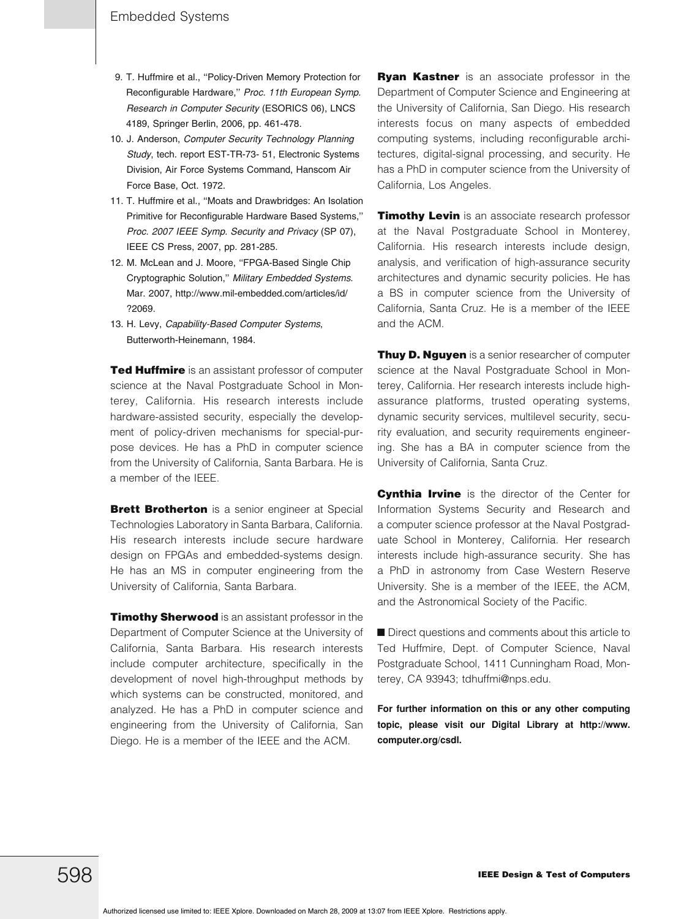9. T. Huffmire et al., "Policy-Driven Memory Protection for Reconfigurable Hardware," *Proc. 11th European Symp. Research in Computer Security* (ESORICS 06), LNCS 4189, Springer Berlin, 2006, pp. 461-478.
10. J. Anderson, *Computer Security Technology Planning Study*, tech. report EST-TR-73- 51, Electronic Systems Division, Air Force Systems Command, Hanscom Air Force Base, Oct. 1972.
11. T. Huffmire et al., "Moats and Drawbridges: An Isolation Primitive for Reconfigurable Hardware Based Systems," *Proc. 2007 IEEE Symp. Security and Privacy* (SP 07), IEEE CS Press, 2007, pp. 281-285.
12. M. McLean and J. Moore, "FPGA-Based Single Chip Cryptographic Solution," *Military Embedded Systems*. Mar. 2007, http://www.mil-embedded.com/articles/id/?2069.
13. H. Levy, *Capability-Based Computer Systems*, Butterworth-Heinemann, 1984.

**Ted Huffmire** is an assistant professor of computer science at the Naval Postgraduate School in Monterey, California. His research interests include hardware-assisted security, especially the development of policy-driven mechanisms for special-purpose devices. He has a PhD in computer science from the University of California, Santa Barbara. He is a member of the IEEE.

**Brett Brotherton** is a senior engineer at Special Technologies Laboratory in Santa Barbara, California. His research interests include secure hardware design on FPGAs and embedded-systems design. He has an MS in computer engineering from the University of California, Santa Barbara.

**Timothy Sherwood** is an assistant professor in the Department of Computer Science at the University of California, Santa Barbara. His research interests include computer architecture, specifically in the development of novel high-throughput methods by which systems can be constructed, monitored, and analyzed. He has a PhD in computer science and engineering from the University of California, San Diego. He is a member of the IEEE and the ACM.

**Ryan Kastner** is an associate professor in the Department of Computer Science and Engineering at the University of California, San Diego. His research interests focus on many aspects of embedded computing systems, including reconfigurable architectures, digital-signal processing, and security. He has a PhD in computer science from the University of California, Los Angeles.

**Timothy Levin** is an associate research professor at the Naval Postgraduate School in Monterey, California. His research interests include design, analysis, and verification of high-assurance security architectures and dynamic security policies. He has a BS in computer science from the University of California, Santa Cruz. He is a member of the IEEE and the ACM.

**Thuy D. Nguyen** is a senior researcher of computer science at the Naval Postgraduate School in Monterey, California. Her research interests include high-assurance platforms, trusted operating systems, dynamic security services, multilevel security, security evaluation, and security requirements engineering. She has a BA in computer science from the University of California, Santa Cruz.

**Cynthia Irvine** is the director of the Center for Information Systems Security and Research and a computer science professor at the Naval Postgraduate School in Monterey, California. Her research interests include high-assurance security. She has a PhD in astronomy from Case Western Reserve University. She is a member of the IEEE, the ACM, and the Astronomical Society of the Pacific.

■ Direct questions and comments about this article to Ted Huffmire, Dept. of Computer Science, Naval Postgraduate School, 1411 Cunningham Road, Monterey, CA 93943; tdhuffmi@nps.edu.

**For further information on this or any other computing topic, please visit our Digital Library at http://www.computer.org/csdl.**